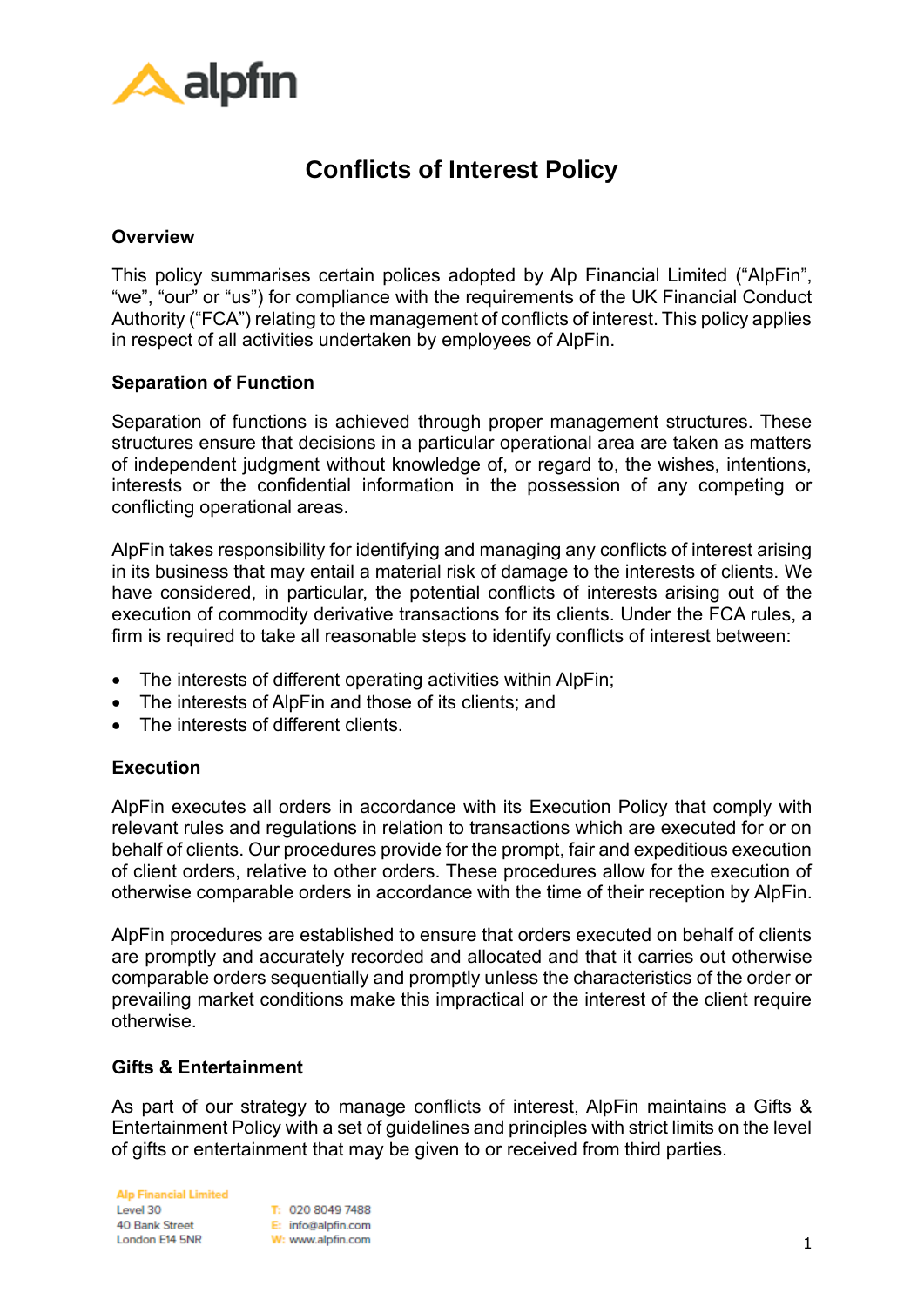# Conflicts of Interest Policy

## Overview

This policy summarises certain polices adopted by Alp Financial Limited ("AlpFin", "we", "our" or "us") for compliance with the requirements of the UK Financial Conduct Authority ("FCA") relating to the management of conflicts of interest. This policy applies in respect of all activities undertaken by employees of AlpFin.

## Separation of Function

Separation of functions is achieved through proper management structures. These structures ensure that decisions in a particular operational area are taken as matters of independent judgment without knowledge of, or regard to, the wishes, intentions, interests or the confidential information in the possession of any competing or conflicting operational areas.

AlpFin takes responsibility for identifying and managing any conflicts of interest arising in its business that may entail a material risk of damage to the interests of clients. We have considered, in particular, the potential conflicts of interests arising out of the execution of commodity derivative transactions for its clients. Under the FCA rules, a firm is required to take all reasonable steps to identify conflicts of interest between:

- The interests of different operating activities within AlpFin;
- The interests of AlpFin and those of its clients; and
- The interests of different clients.

## Execution

AlpFin executes all orders in accordance with its Execution Policy that comply with relevant rules and regulations in relation to transactions which are executed for or on behalf of clients. Our procedures provide for the prompt, fair and expeditious execution of client orders, relative to other orders. These procedures allow for the execution of otherwise comparable orders in accordance with the time of their reception by AlpFin.

AlpFin procedures are established to ensure that orders executed on behalf of clients are promptly and accurately recorded and allocated and that it carries out otherwise comparable orders sequentially and promptly unless the characteristics of the order or prevailing market conditions make this impractical or the interest of the client require otherwise.

## Gifts & Entertainment

As part of our strategy to manage conflicts of interest, AlpFin maintains a Gifts & Entertainment Policy with a set of guidelines and principles with strict limits on the level of gifts or entertainment that may be given to or received from third parties.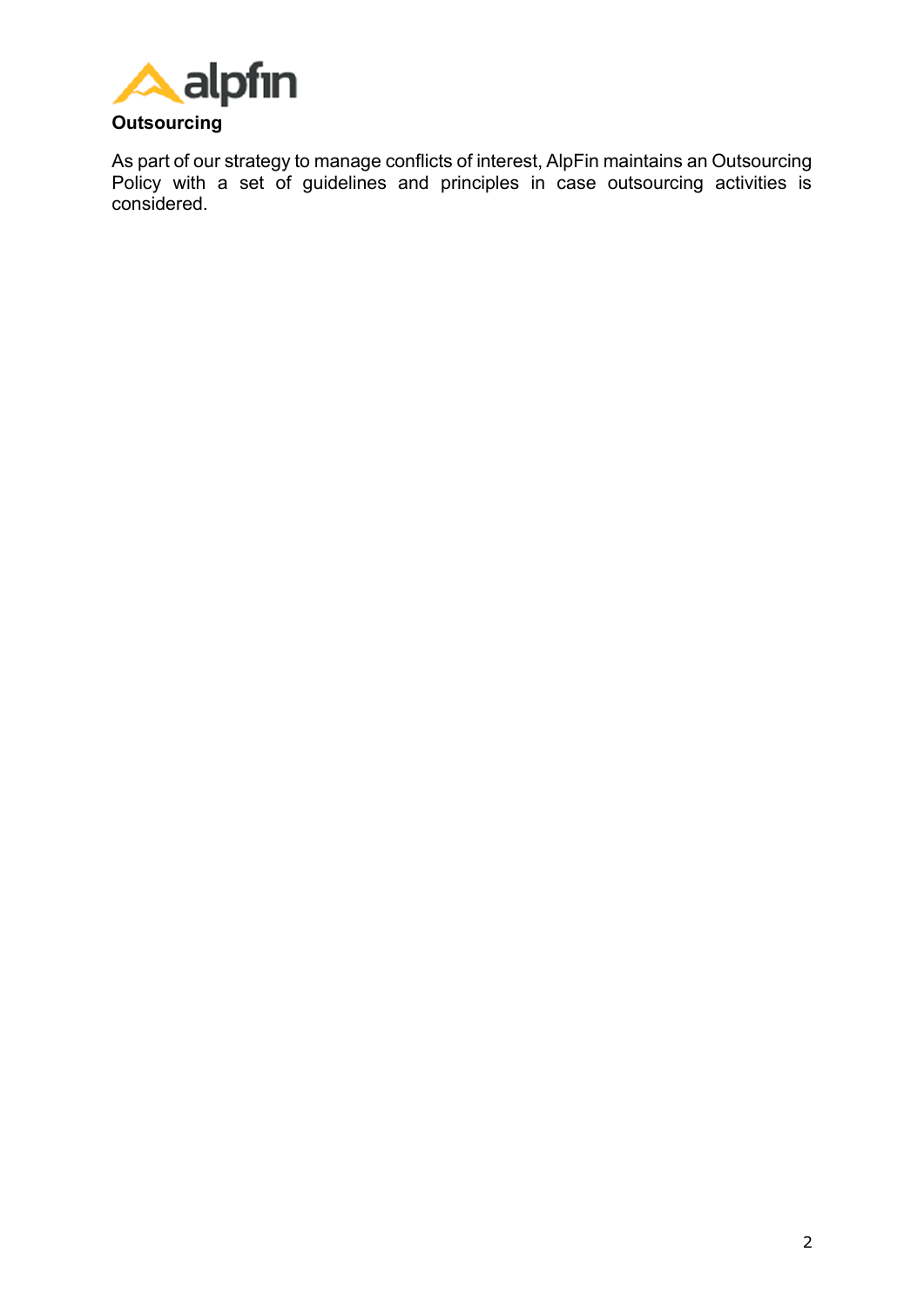**Outsourcing**

As part of our strategy to manage conflicts of interest, AlpFin maintains an Outsourcing Policy with a set of guidelines and principles in case outsourcing activities is considered.